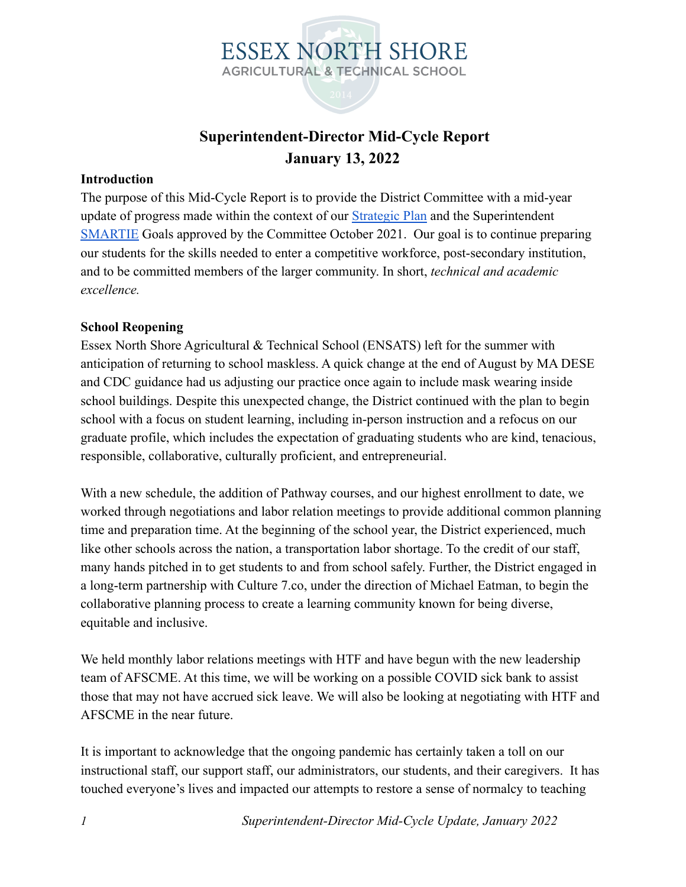# ESSEX NORTH SHORE
AGRICULTURAL & TECHNICAL SCHOOL

## Superintendent-Director Mid-Cycle Report
## January 13, 2022

**Introduction**

The purpose of this Mid-Cycle Report is to provide the District Committee with a mid-year update of progress made within the context of our Strategic Plan and the Superintendent SMARTIE Goals approved by the Committee October 2021. Our goal is to continue preparing our students for the skills needed to enter a competitive workforce, post-secondary institution, and to be committed members of the larger community. In short, *technical and academic excellence.*

**School Reopening**

Essex North Shore Agricultural & Technical School (ENSATS) left for the summer with anticipation of returning to school maskless. A quick change at the end of August by MA DESE and CDC guidance had us adjusting our practice once again to include mask wearing inside school buildings. Despite this unexpected change, the District continued with the plan to begin school with a focus on student learning, including in-person instruction and a refocus on our graduate profile, which includes the expectation of graduating students who are kind, tenacious, responsible, collaborative, culturally proficient, and entrepreneurial.

With a new schedule, the addition of Pathway courses, and our highest enrollment to date, we worked through negotiations and labor relation meetings to provide additional common planning time and preparation time. At the beginning of the school year, the District experienced, much like other schools across the nation, a transportation labor shortage. To the credit of our staff, many hands pitched in to get students to and from school safely. Further, the District engaged in a long-term partnership with Culture 7.co, under the direction of Michael Eatman, to begin the collaborative planning process to create a learning community known for being diverse, equitable and inclusive.

We held monthly labor relations meetings with HTF and have begun with the new leadership team of AFSCME. At this time, we will be working on a possible COVID sick bank to assist those that may not have accrued sick leave. We will also be looking at negotiating with HTF and AFSCME in the near future.

It is important to acknowledge that the ongoing pandemic has certainly taken a toll on our instructional staff, our support staff, our administrators, our students, and their caregivers. It has touched everyone's lives and impacted our attempts to restore a sense of normalcy to teaching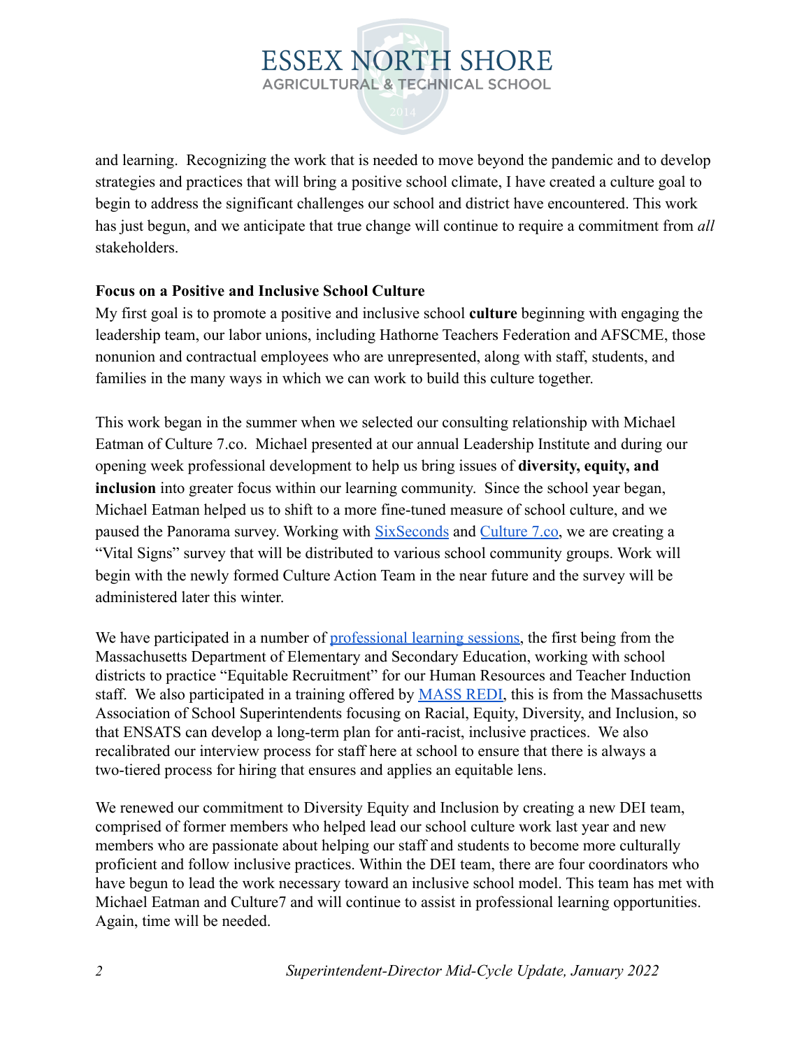and learning. Recognizing the work that is needed to move beyond the pandemic and to develop strategies and practices that will bring a positive school climate, I have created a culture goal to begin to address the significant challenges our school and district have encountered. This work has just begun, and we anticipate that true change will continue to require a commitment from *all* stakeholders.

**Focus on a Positive and Inclusive School Culture**

My first goal is to promote a positive and inclusive school **culture** beginning with engaging the leadership team, our labor unions, including Hathorne Teachers Federation and AFSCME, those nonunion and contractual employees who are unrepresented, along with staff, students, and families in the many ways in which we can work to build this culture together.

This work began in the summer when we selected our consulting relationship with Michael Eatman of Culture 7.co. Michael presented at our annual Leadership Institute and during our opening week professional development to help us bring issues of **diversity, equity, and inclusion** into greater focus within our learning community. Since the school year began, Michael Eatman helped us to shift to a more fine-tuned measure of school culture, and we paused the Panorama survey. Working with SixSeconds and Culture 7.co, we are creating a "Vital Signs" survey that will be distributed to various school community groups. Work will begin with the newly formed Culture Action Team in the near future and the survey will be administered later this winter.

We have participated in a number of professional learning sessions, the first being from the Massachusetts Department of Elementary and Secondary Education, working with school districts to practice "Equitable Recruitment" for our Human Resources and Teacher Induction staff. We also participated in a training offered by MASS REDI, this is from the Massachusetts Association of School Superintendents focusing on Racial, Equity, Diversity, and Inclusion, so that ENSATS can develop a long-term plan for anti-racist, inclusive practices. We also recalibrated our interview process for staff here at school to ensure that there is always a two-tiered process for hiring that ensures and applies an equitable lens.

We renewed our commitment to Diversity Equity and Inclusion by creating a new DEI team, comprised of former members who helped lead our school culture work last year and new members who are passionate about helping our staff and students to become more culturally proficient and follow inclusive practices. Within the DEI team, there are four coordinators who have begun to lead the work necessary toward an inclusive school model. This team has met with Michael Eatman and Culture7 and will continue to assist in professional learning opportunities. Again, time will be needed.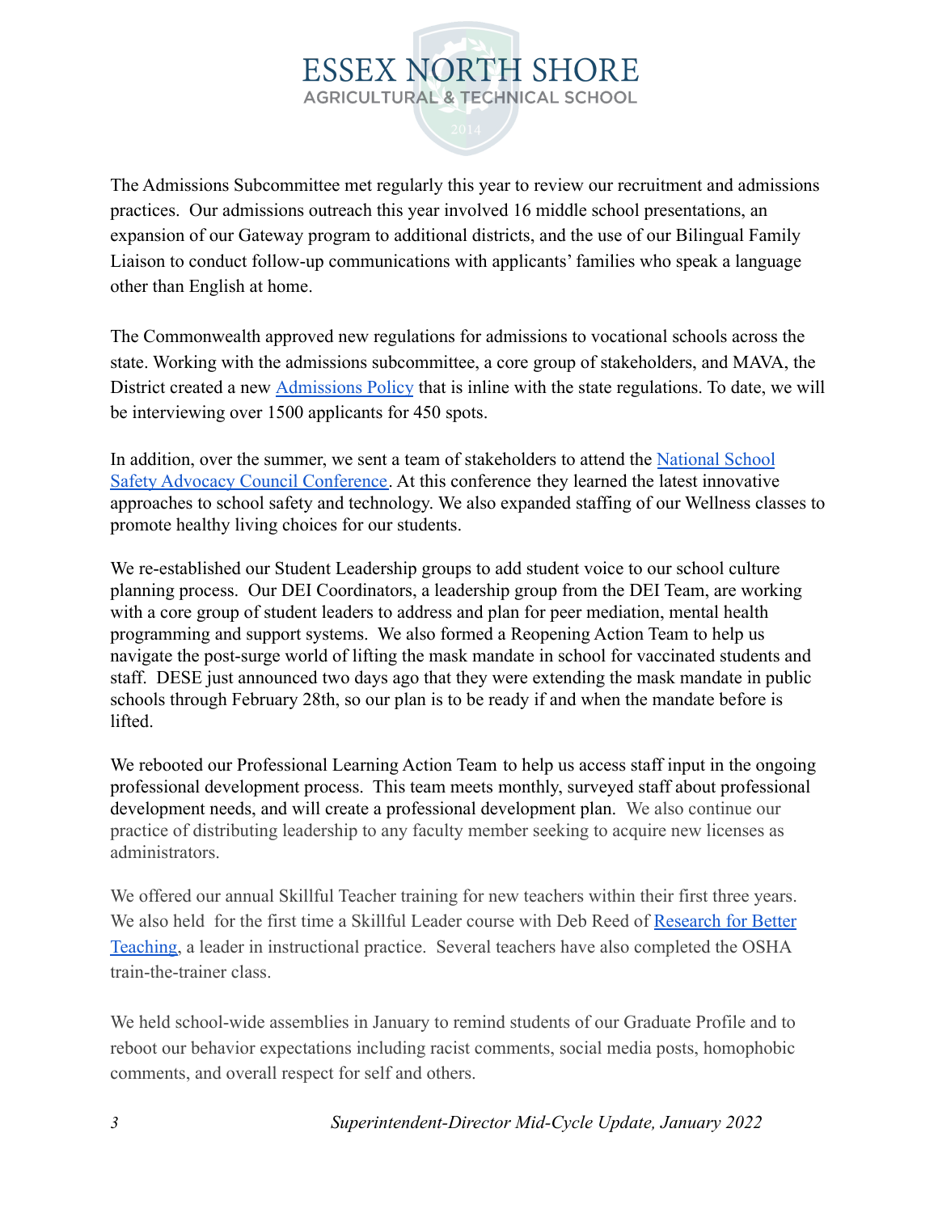The Admissions Subcommittee met regularly this year to review our recruitment and admissions practices. Our admissions outreach this year involved 16 middle school presentations, an expansion of our Gateway program to additional districts, and the use of our Bilingual Family Liaison to conduct follow-up communications with applicants' families who speak a language other than English at home.

The Commonwealth approved new regulations for admissions to vocational schools across the state. Working with the admissions subcommittee, a core group of stakeholders, and MAVA, the District created a new [Admissions Policy]() that is inline with the state regulations. To date, we will be interviewing over 1500 applicants for 450 spots.

In addition, over the summer, we sent a team of stakeholders to attend the [National School Safety Advocacy Council Conference](). At this conference they learned the latest innovative approaches to school safety and technology. We also expanded staffing of our Wellness classes to promote healthy living choices for our students.

We re-established our Student Leadership groups to add student voice to our school culture planning process. Our DEI Coordinators, a leadership group from the DEI Team, are working with a core group of student leaders to address and plan for peer mediation, mental health programming and support systems. We also formed a Reopening Action Team to help us navigate the post-surge world of lifting the mask mandate in school for vaccinated students and staff. DESE just announced two days ago that they were extending the mask mandate in public schools through February 28th, so our plan is to be ready if and when the mandate before is lifted.

We rebooted our Professional Learning Action Team to help us access staff input in the ongoing professional development process. This team meets monthly, surveyed staff about professional development needs, and will create a professional development plan. We also continue our practice of distributing leadership to any faculty member seeking to acquire new licenses as administrators.

We offered our annual Skillful Teacher training for new teachers within their first three years. We also held for the first time a Skillful Leader course with Deb Reed of [Research for Better Teaching](), a leader in instructional practice. Several teachers have also completed the OSHA train-the-trainer class.

We held school-wide assemblies in January to remind students of our Graduate Profile and to reboot our behavior expectations including racist comments, social media posts, homophobic comments, and overall respect for self and others.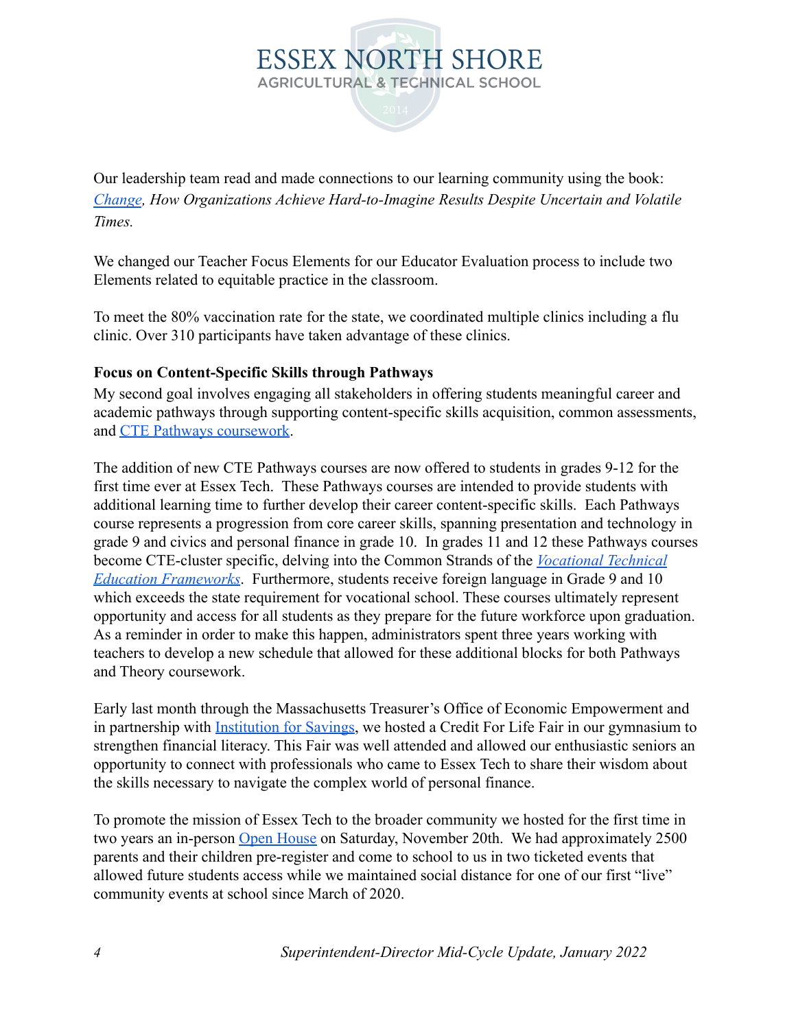Our leadership team read and made connections to our learning community using the book: [*Change*](#), *How Organizations Achieve Hard-to-Imagine Results Despite Uncertain and Volatile Times.*

We changed our Teacher Focus Elements for our Educator Evaluation process to include two Elements related to equitable practice in the classroom.

To meet the 80% vaccination rate for the state, we coordinated multiple clinics including a flu clinic. Over 310 participants have taken advantage of these clinics.

**Focus on Content-Specific Skills through Pathways**

My second goal involves engaging all stakeholders in offering students meaningful career and academic pathways through supporting content-specific skills acquisition, common assessments, and CTE Pathways coursework.

The addition of new CTE Pathways courses are now offered to students in grades 9-12 for the first time ever at Essex Tech. These Pathways courses are intended to provide students with additional learning time to further develop their career content-specific skills. Each Pathways course represents a progression from core career skills, spanning presentation and technology in grade 9 and civics and personal finance in grade 10. In grades 11 and 12 these Pathways courses become CTE-cluster specific, delving into the Common Strands of the *Vocational Technical Education Frameworks*. Furthermore, students receive foreign language in Grade 9 and 10 which exceeds the state requirement for vocational school. These courses ultimately represent opportunity and access for all students as they prepare for the future workforce upon graduation. As a reminder in order to make this happen, administrators spent three years working with teachers to develop a new schedule that allowed for these additional blocks for both Pathways and Theory coursework.

Early last month through the Massachusetts Treasurer's Office of Economic Empowerment and in partnership with Institution for Savings, we hosted a Credit For Life Fair in our gymnasium to strengthen financial literacy. This Fair was well attended and allowed our enthusiastic seniors an opportunity to connect with professionals who came to Essex Tech to share their wisdom about the skills necessary to navigate the complex world of personal finance.

To promote the mission of Essex Tech to the broader community we hosted for the first time in two years an in-person Open House on Saturday, November 20th. We had approximately 2500 parents and their children pre-register and come to school to us in two ticketed events that allowed future students access while we maintained social distance for one of our first "live" community events at school since March of 2020.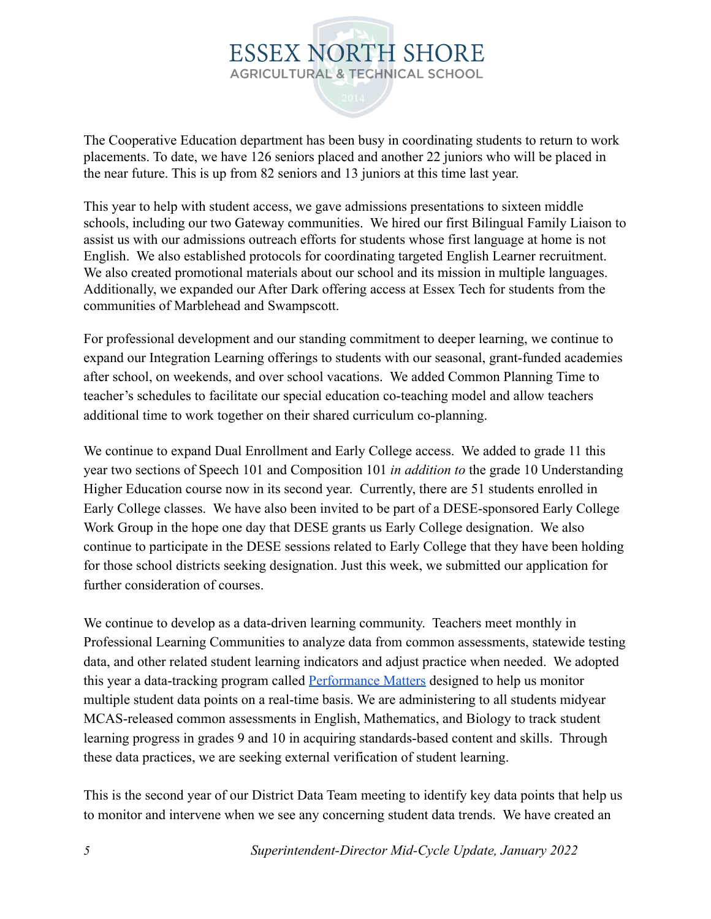The Cooperative Education department has been busy in coordinating students to return to work placements. To date, we have 126 seniors placed and another 22 juniors who will be placed in the near future. This is up from 82 seniors and 13 juniors at this time last year.

This year to help with student access, we gave admissions presentations to sixteen middle schools, including our two Gateway communities. We hired our first Bilingual Family Liaison to assist us with our admissions outreach efforts for students whose first language at home is not English. We also established protocols for coordinating targeted English Learner recruitment. We also created promotional materials about our school and its mission in multiple languages. Additionally, we expanded our After Dark offering access at Essex Tech for students from the communities of Marblehead and Swampscott.

For professional development and our standing commitment to deeper learning, we continue to expand our Integration Learning offerings to students with our seasonal, grant-funded academies after school, on weekends, and over school vacations. We added Common Planning Time to teacher's schedules to facilitate our special education co-teaching model and allow teachers additional time to work together on their shared curriculum co-planning.

We continue to expand Dual Enrollment and Early College access. We added to grade 11 this year two sections of Speech 101 and Composition 101 *in addition to* the grade 10 Understanding Higher Education course now in its second year. Currently, there are 51 students enrolled in Early College classes. We have also been invited to be part of a DESE-sponsored Early College Work Group in the hope one day that DESE grants us Early College designation. We also continue to participate in the DESE sessions related to Early College that they have been holding for those school districts seeking designation. Just this week, we submitted our application for further consideration of courses.

We continue to develop as a data-driven learning community. Teachers meet monthly in Professional Learning Communities to analyze data from common assessments, statewide testing data, and other related student learning indicators and adjust practice when needed. We adopted this year a data-tracking program called Performance Matters designed to help us monitor multiple student data points on a real-time basis. We are administering to all students midyear MCAS-released common assessments in English, Mathematics, and Biology to track student learning progress in grades 9 and 10 in acquiring standards-based content and skills. Through these data practices, we are seeking external verification of student learning.

This is the second year of our District Data Team meeting to identify key data points that help us to monitor and intervene when we see any concerning student data trends. We have created an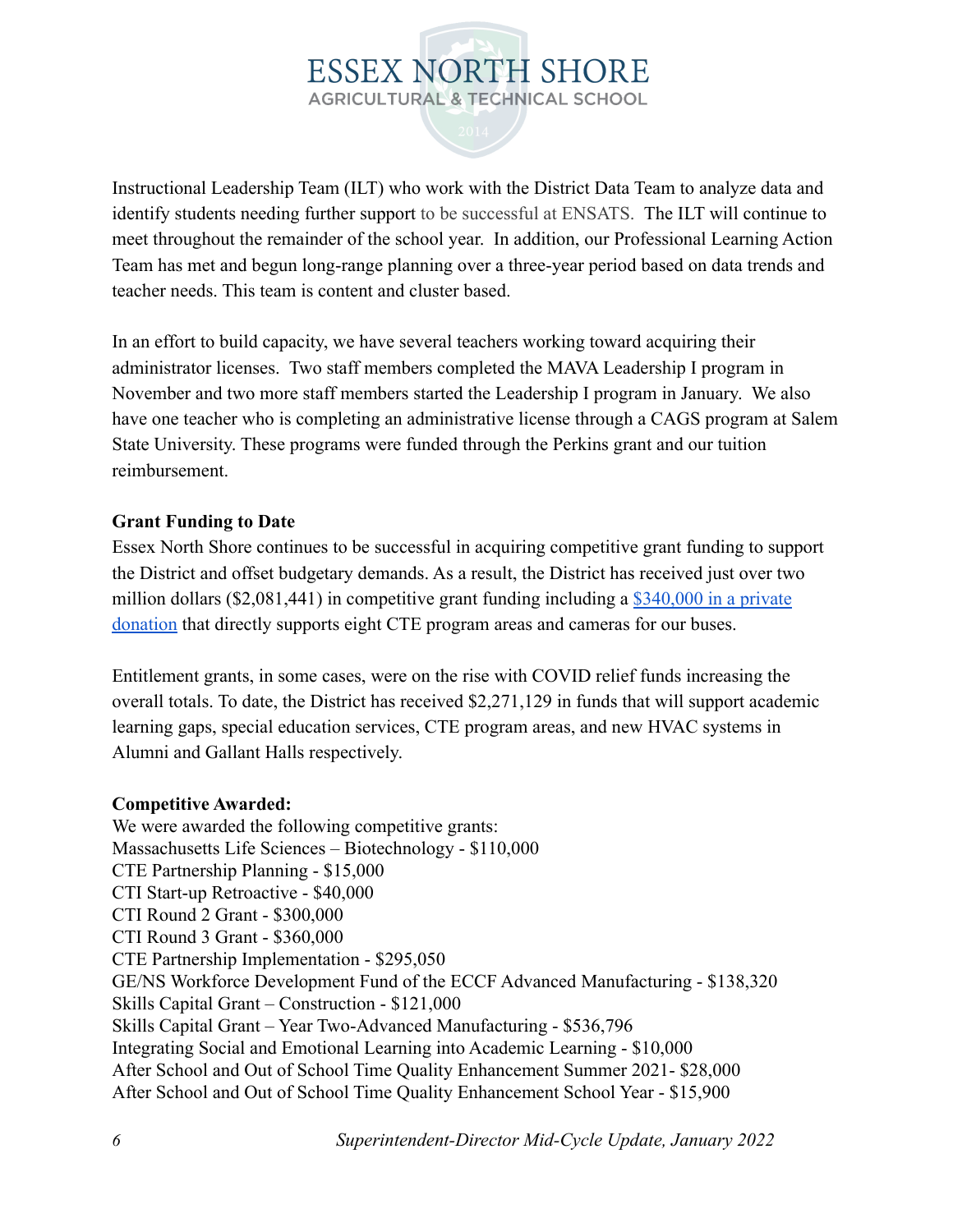Instructional Leadership Team (ILT) who work with the District Data Team to analyze data and identify students needing further support to be successful at ENSATS. The ILT will continue to meet throughout the remainder of the school year. In addition, our Professional Learning Action Team has met and begun long-range planning over a three-year period based on data trends and teacher needs. This team is content and cluster based.

In an effort to build capacity, we have several teachers working toward acquiring their administrator licenses. Two staff members completed the MAVA Leadership I program in November and two more staff members started the Leadership I program in January. We also have one teacher who is completing an administrative license through a CAGS program at Salem State University. These programs were funded through the Perkins grant and our tuition reimbursement.

**Grant Funding to Date**

Essex North Shore continues to be successful in acquiring competitive grant funding to support the District and offset budgetary demands. As a result, the District has received just over two million dollars ($2,081,441) in competitive grant funding including a $340,000 in a private donation that directly supports eight CTE program areas and cameras for our buses.

Entitlement grants, in some cases, were on the rise with COVID relief funds increasing the overall totals. To date, the District has received $2,271,129 in funds that will support academic learning gaps, special education services, CTE program areas, and new HVAC systems in Alumni and Gallant Halls respectively.

**Competitive Awarded:**

We were awarded the following competitive grants:
Massachusetts Life Sciences – Biotechnology - $110,000
CTE Partnership Planning - $15,000
CTI Start-up Retroactive - $40,000
CTI Round 2 Grant - $300,000
CTI Round 3 Grant - $360,000
CTE Partnership Implementation - $295,050
GE/NS Workforce Development Fund of the ECCF Advanced Manufacturing - $138,320
Skills Capital Grant – Construction - $121,000
Skills Capital Grant – Year Two-Advanced Manufacturing - $536,796
Integrating Social and Emotional Learning into Academic Learning - $10,000
After School and Out of School Time Quality Enhancement Summer 2021- $28,000
After School and Out of School Time Quality Enhancement School Year - $15,900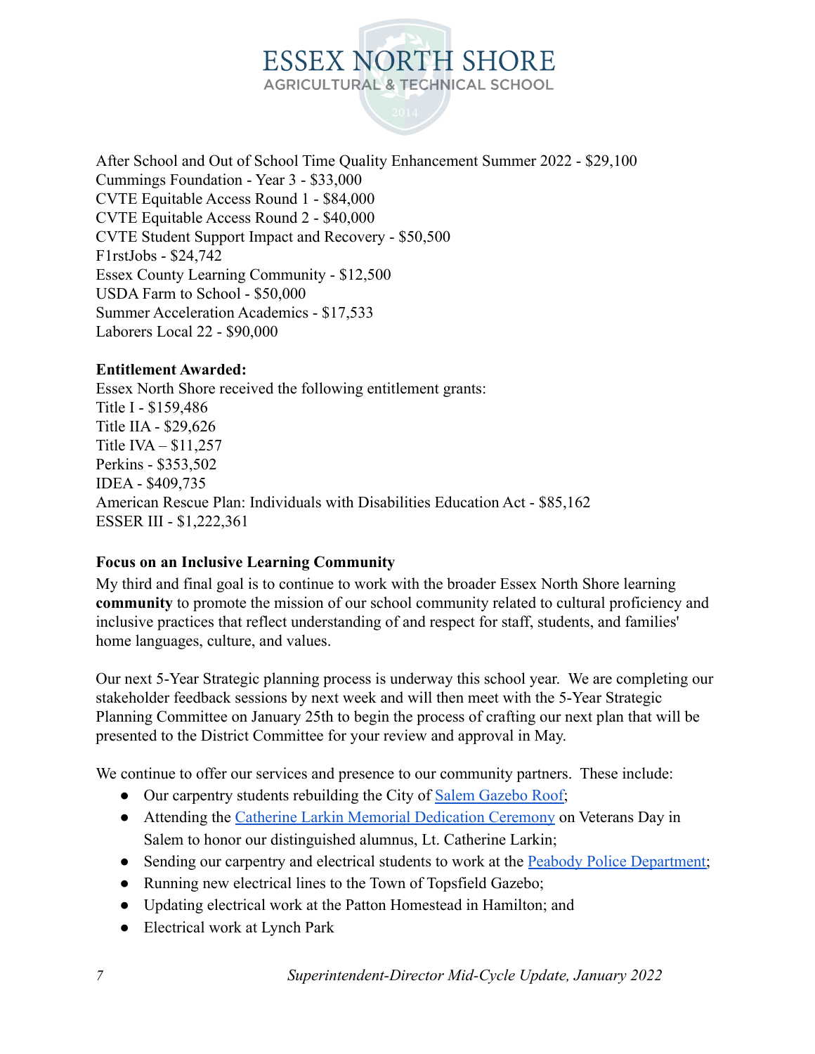After School and Out of School Time Quality Enhancement Summer 2022 - $29,100
Cummings Foundation - Year 3 - $33,000
CVTE Equitable Access Round 1 - $84,000
CVTE Equitable Access Round 2 - $40,000
CVTE Student Support Impact and Recovery - $50,500
F1rstJobs - $24,742
Essex County Learning Community - $12,500
USDA Farm to School - $50,000
Summer Acceleration Academics - $17,533
Laborers Local 22 - $90,000

**Entitlement Awarded:**
Essex North Shore received the following entitlement grants:
Title I - $159,486
Title IIA - $29,626
Title IVA – $11,257
Perkins - $353,502
IDEA - $409,735
American Rescue Plan: Individuals with Disabilities Education Act - $85,162
ESSER III - $1,222,361

**Focus on an Inclusive Learning Community**

My third and final goal is to continue to work with the broader Essex North Shore learning **community** to promote the mission of our school community related to cultural proficiency and inclusive practices that reflect understanding of and respect for staff, students, and families' home languages, culture, and values.

Our next 5-Year Strategic planning process is underway this school year. We are completing our stakeholder feedback sessions by next week and will then meet with the 5-Year Strategic Planning Committee on January 25th to begin the process of crafting our next plan that will be presented to the District Committee for your review and approval in May.

We continue to offer our services and presence to our community partners. These include:

- Our carpentry students rebuilding the City of [Salem Gazebo Roof](#);
- Attending the [Catherine Larkin Memorial Dedication Ceremony](#) on Veterans Day in Salem to honor our distinguished alumnus, Lt. Catherine Larkin;
- Sending our carpentry and electrical students to work at the [Peabody Police Department](#);
- Running new electrical lines to the Town of Topsfield Gazebo;
- Updating electrical work at the Patton Homestead in Hamilton; and
- Electrical work at Lynch Park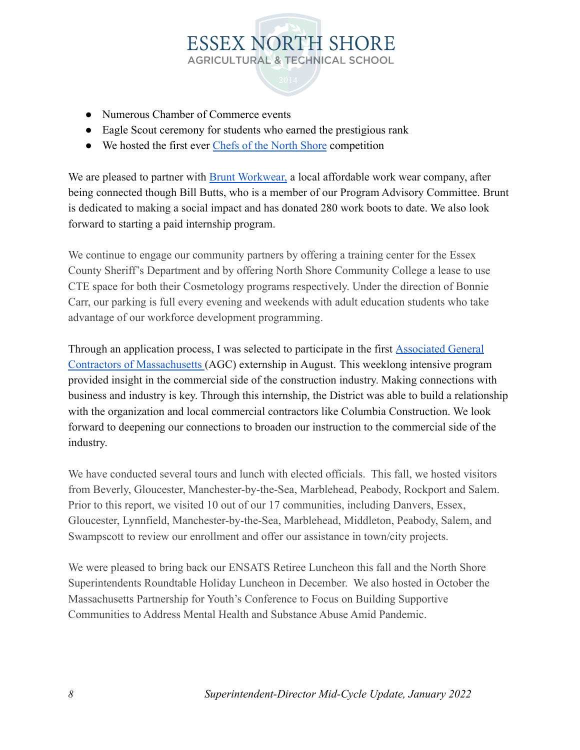- Numerous Chamber of Commerce events
- Eagle Scout ceremony for students who earned the prestigious rank
- We hosted the first ever Chefs of the North Shore competition

We are pleased to partner with Brunt Workwear, a local affordable work wear company, after being connected though Bill Butts, who is a member of our Program Advisory Committee. Brunt is dedicated to making a social impact and has donated 280 work boots to date. We also look forward to starting a paid internship program.

We continue to engage our community partners by offering a training center for the Essex County Sheriff's Department and by offering North Shore Community College a lease to use CTE space for both their Cosmetology programs respectively. Under the direction of Bonnie Carr, our parking is full every evening and weekends with adult education students who take advantage of our workforce development programming.

Through an application process, I was selected to participate in the first Associated General Contractors of Massachusetts (AGC) externship in August. This weeklong intensive program provided insight in the commercial side of the construction industry. Making connections with business and industry is key. Through this internship, the District was able to build a relationship with the organization and local commercial contractors like Columbia Construction. We look forward to deepening our connections to broaden our instruction to the commercial side of the industry.

We have conducted several tours and lunch with elected officials. This fall, we hosted visitors from Beverly, Gloucester, Manchester-by-the-Sea, Marblehead, Peabody, Rockport and Salem. Prior to this report, we visited 10 out of our 17 communities, including Danvers, Essex, Gloucester, Lynnfield, Manchester-by-the-Sea, Marblehead, Middleton, Peabody, Salem, and Swampscott to review our enrollment and offer our assistance in town/city projects.

We were pleased to bring back our ENSATS Retiree Luncheon this fall and the North Shore Superintendents Roundtable Holiday Luncheon in December. We also hosted in October the Massachusetts Partnership for Youth's Conference to Focus on Building Supportive Communities to Address Mental Health and Substance Abuse Amid Pandemic.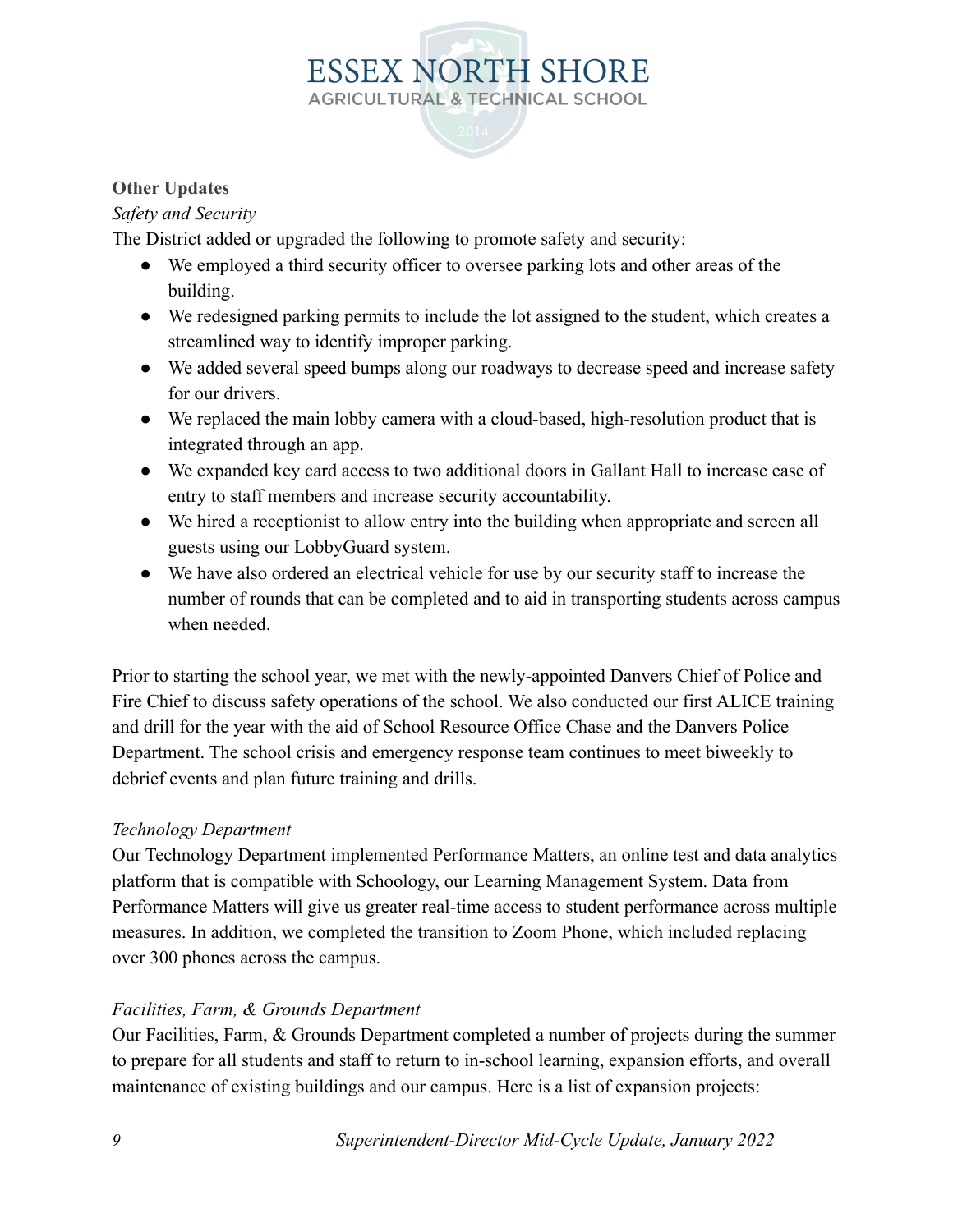**Other Updates**

*Safety and Security*

The District added or upgraded the following to promote safety and security:

- We employed a third security officer to oversee parking lots and other areas of the building.
- We redesigned parking permits to include the lot assigned to the student, which creates a streamlined way to identify improper parking.
- We added several speed bumps along our roadways to decrease speed and increase safety for our drivers.
- We replaced the main lobby camera with a cloud-based, high-resolution product that is integrated through an app.
- We expanded key card access to two additional doors in Gallant Hall to increase ease of entry to staff members and increase security accountability.
- We hired a receptionist to allow entry into the building when appropriate and screen all guests using our LobbyGuard system.
- We have also ordered an electrical vehicle for use by our security staff to increase the number of rounds that can be completed and to aid in transporting students across campus when needed.

Prior to starting the school year, we met with the newly-appointed Danvers Chief of Police and Fire Chief to discuss safety operations of the school. We also conducted our first ALICE training and drill for the year with the aid of School Resource Office Chase and the Danvers Police Department. The school crisis and emergency response team continues to meet biweekly to debrief events and plan future training and drills.

*Technology Department*

Our Technology Department implemented Performance Matters, an online test and data analytics platform that is compatible with Schoology, our Learning Management System. Data from Performance Matters will give us greater real-time access to student performance across multiple measures. In addition, we completed the transition to Zoom Phone, which included replacing over 300 phones across the campus.

*Facilities, Farm, & Grounds Department*

Our Facilities, Farm, & Grounds Department completed a number of projects during the summer to prepare for all students and staff to return to in-school learning, expansion efforts, and overall maintenance of existing buildings and our campus. Here is a list of expansion projects: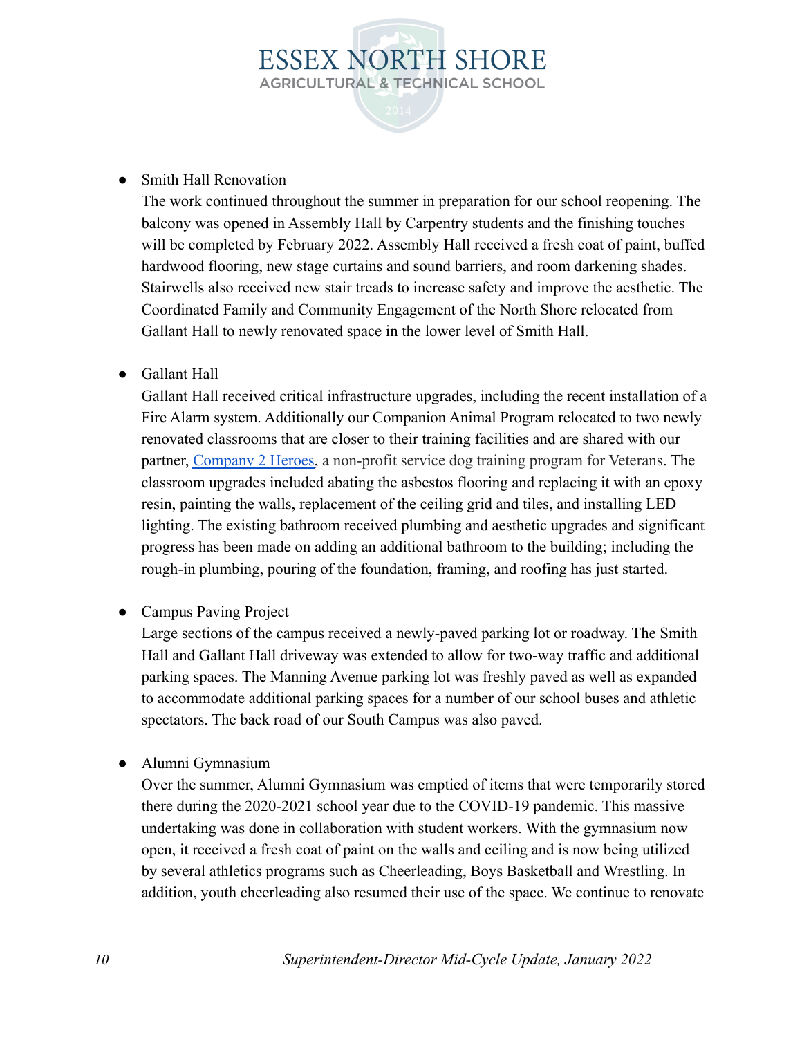- Smith Hall Renovation

  The work continued throughout the summer in preparation for our school reopening. The balcony was opened in Assembly Hall by Carpentry students and the finishing touches will be completed by February 2022. Assembly Hall received a fresh coat of paint, buffed hardwood flooring, new stage curtains and sound barriers, and room darkening shades. Stairwells also received new stair treads to increase safety and improve the aesthetic. The Coordinated Family and Community Engagement of the North Shore relocated from Gallant Hall to newly renovated space in the lower level of Smith Hall.

- Gallant Hall

  Gallant Hall received critical infrastructure upgrades, including the recent installation of a Fire Alarm system. Additionally our Companion Animal Program relocated to two newly renovated classrooms that are closer to their training facilities and are shared with our partner, Company 2 Heroes, a non-profit service dog training program for Veterans. The classroom upgrades included abating the asbestos flooring and replacing it with an epoxy resin, painting the walls, replacement of the ceiling grid and tiles, and installing LED lighting. The existing bathroom received plumbing and aesthetic upgrades and significant progress has been made on adding an additional bathroom to the building; including the rough-in plumbing, pouring of the foundation, framing, and roofing has just started.

- Campus Paving Project

  Large sections of the campus received a newly-paved parking lot or roadway. The Smith Hall and Gallant Hall driveway was extended to allow for two-way traffic and additional parking spaces. The Manning Avenue parking lot was freshly paved as well as expanded to accommodate additional parking spaces for a number of our school buses and athletic spectators. The back road of our South Campus was also paved.

- Alumni Gymnasium

  Over the summer, Alumni Gymnasium was emptied of items that were temporarily stored there during the 2020-2021 school year due to the COVID-19 pandemic. This massive undertaking was done in collaboration with student workers. With the gymnasium now open, it received a fresh coat of paint on the walls and ceiling and is now being utilized by several athletics programs such as Cheerleading, Boys Basketball and Wrestling. In addition, youth cheerleading also resumed their use of the space. We continue to renovate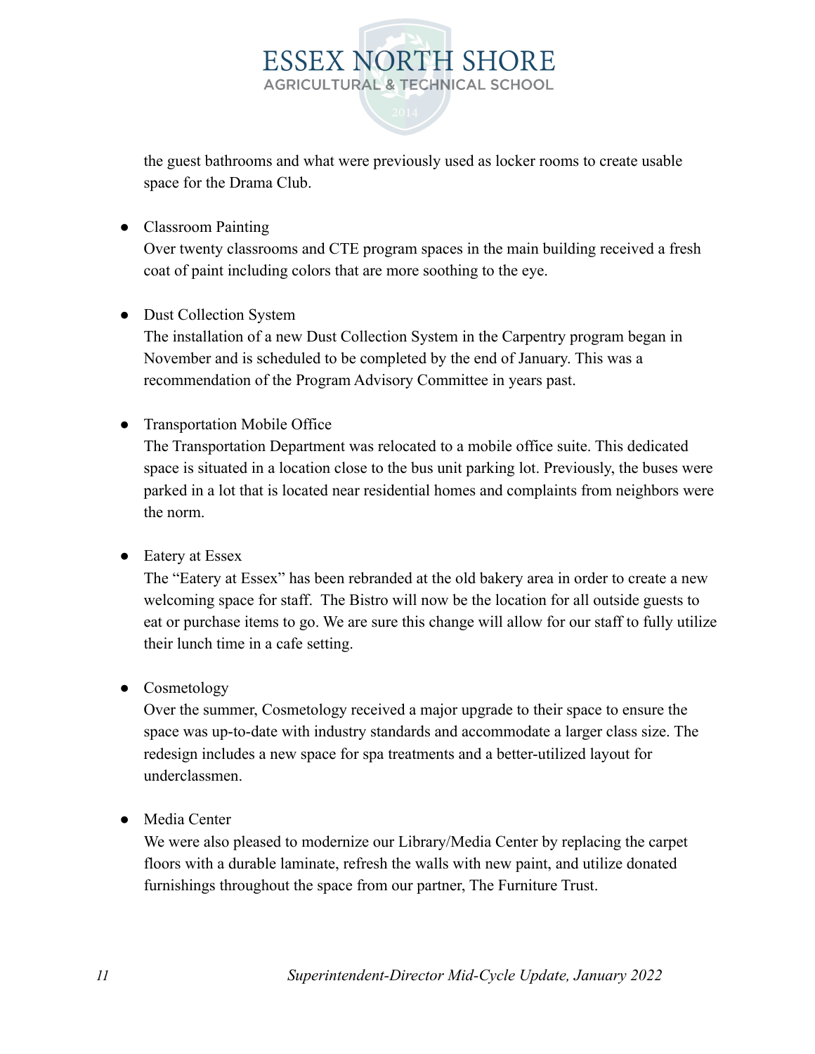the guest bathrooms and what were previously used as locker rooms to create usable space for the Drama Club.

- Classroom Painting
  Over twenty classrooms and CTE program spaces in the main building received a fresh coat of paint including colors that are more soothing to the eye.

- Dust Collection System
  The installation of a new Dust Collection System in the Carpentry program began in November and is scheduled to be completed by the end of January. This was a recommendation of the Program Advisory Committee in years past.

- Transportation Mobile Office
  The Transportation Department was relocated to a mobile office suite. This dedicated space is situated in a location close to the bus unit parking lot. Previously, the buses were parked in a lot that is located near residential homes and complaints from neighbors were the norm.

- Eatery at Essex
  The "Eatery at Essex" has been rebranded at the old bakery area in order to create a new welcoming space for staff. The Bistro will now be the location for all outside guests to eat or purchase items to go. We are sure this change will allow for our staff to fully utilize their lunch time in a cafe setting.

- Cosmetology
  Over the summer, Cosmetology received a major upgrade to their space to ensure the space was up-to-date with industry standards and accommodate a larger class size. The redesign includes a new space for spa treatments and a better-utilized layout for underclassmen.

- Media Center
  We were also pleased to modernize our Library/Media Center by replacing the carpet floors with a durable laminate, refresh the walls with new paint, and utilize donated furnishings throughout the space from our partner, The Furniture Trust.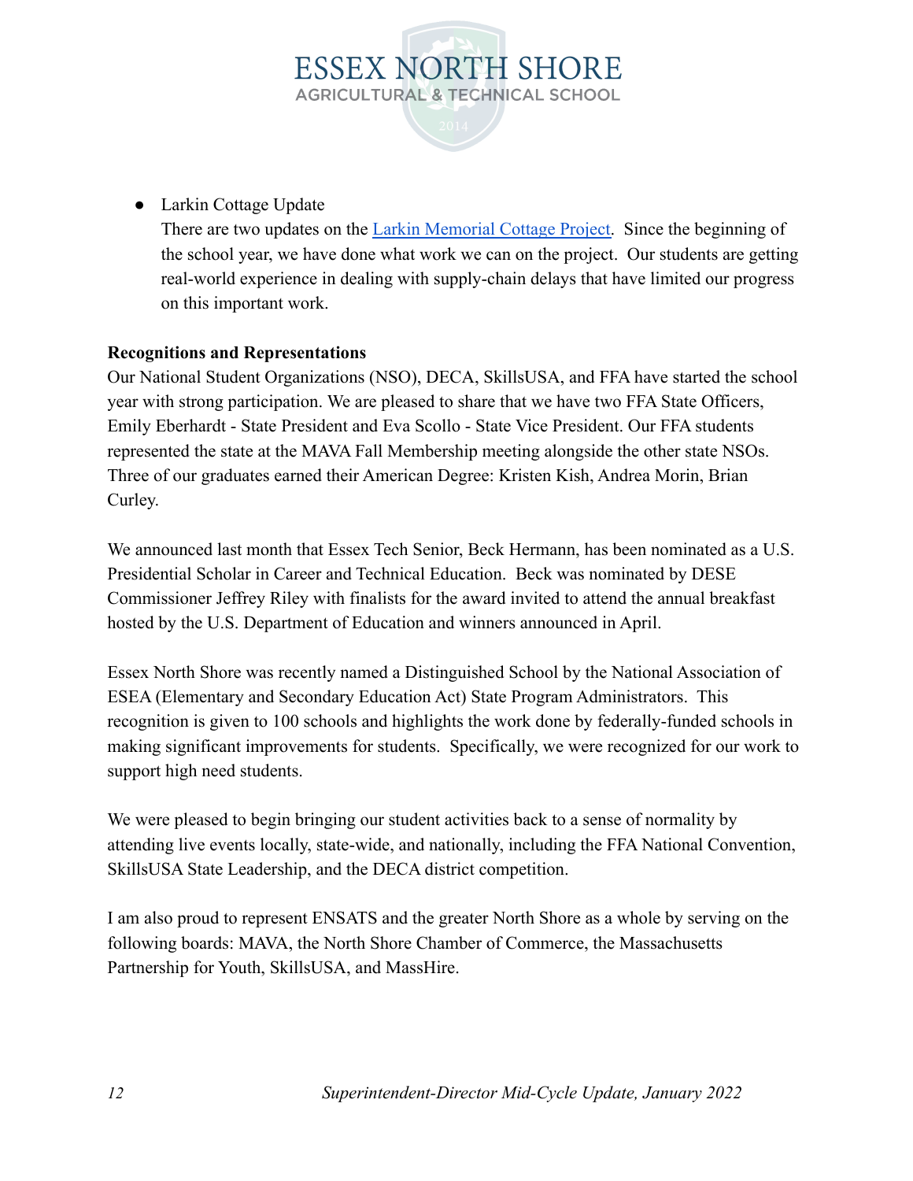- Larkin Cottage Update

  There are two updates on the [Larkin Memorial Cottage Project](). Since the beginning of the school year, we have done what work we can on the project. Our students are getting real-world experience in dealing with supply-chain delays that have limited our progress on this important work.

**Recognitions and Representations**

Our National Student Organizations (NSO), DECA, SkillsUSA, and FFA have started the school year with strong participation. We are pleased to share that we have two FFA State Officers, Emily Eberhardt - State President and Eva Scollo - State Vice President. Our FFA students represented the state at the MAVA Fall Membership meeting alongside the other state NSOs. Three of our graduates earned their American Degree: Kristen Kish, Andrea Morin, Brian Curley.

We announced last month that Essex Tech Senior, Beck Hermann, has been nominated as a U.S. Presidential Scholar in Career and Technical Education. Beck was nominated by DESE Commissioner Jeffrey Riley with finalists for the award invited to attend the annual breakfast hosted by the U.S. Department of Education and winners announced in April.

Essex North Shore was recently named a Distinguished School by the National Association of ESEA (Elementary and Secondary Education Act) State Program Administrators. This recognition is given to 100 schools and highlights the work done by federally-funded schools in making significant improvements for students. Specifically, we were recognized for our work to support high need students.

We were pleased to begin bringing our student activities back to a sense of normality by attending live events locally, state-wide, and nationally, including the FFA National Convention, SkillsUSA State Leadership, and the DECA district competition.

I am also proud to represent ENSATS and the greater North Shore as a whole by serving on the following boards: MAVA, the North Shore Chamber of Commerce, the Massachusetts Partnership for Youth, SkillsUSA, and MassHire.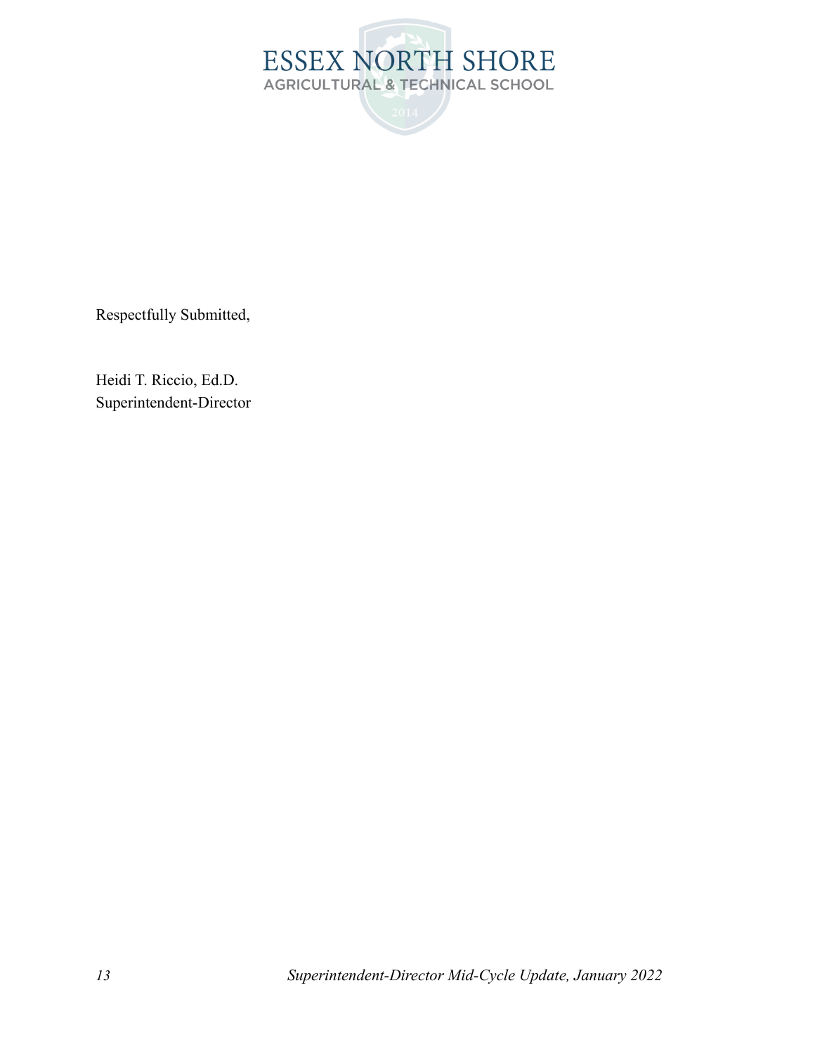Respectfully Submitted,

Heidi T. Riccio, Ed.D.
Superintendent-Director